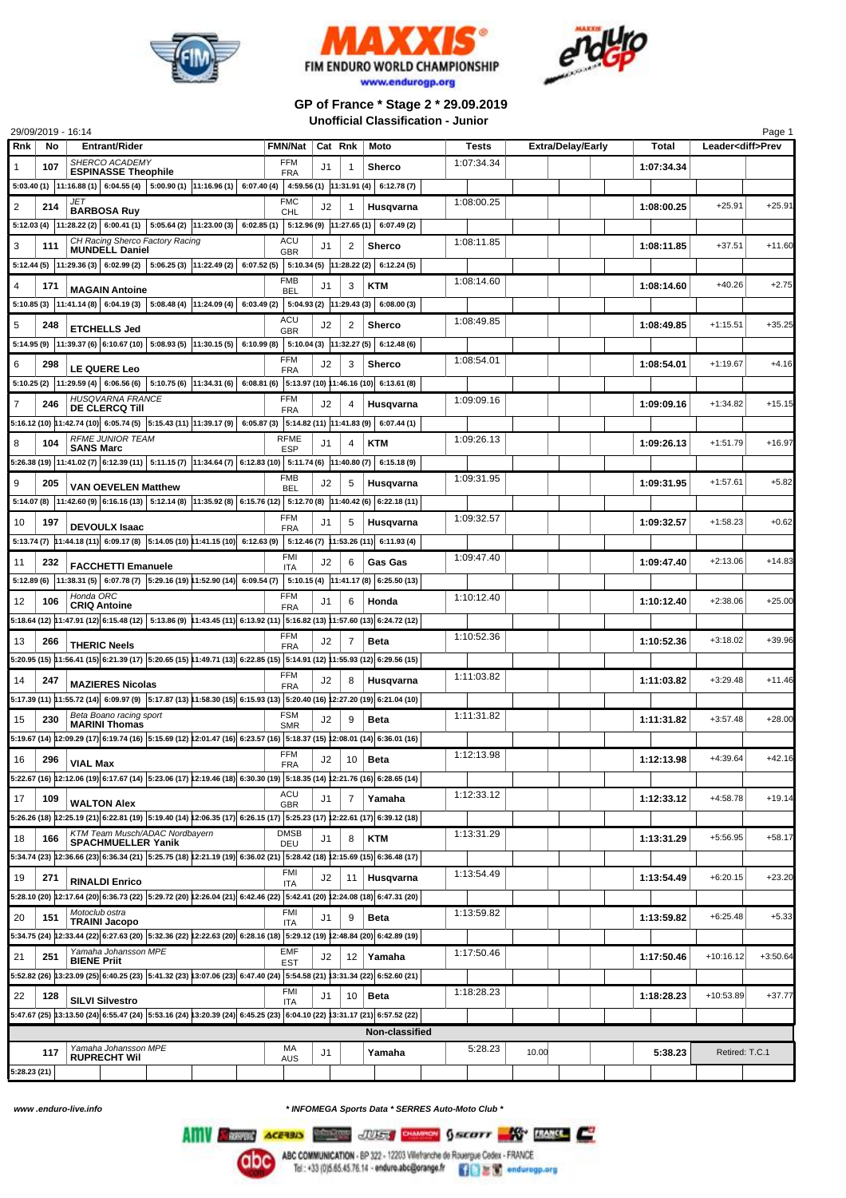FIM ENDURO WORLD CHAMPIONSHIP

www.endurogp.org

## GP of France * Stage 2 * 29.09.2019

### Unofficial Classification - Junior

29/09/2019 - 16:14

| Rnk | No | Entrant/Rider | FMN/Nat | Cat | Rnk | Moto | Tests | Extra/Delay/Early | Total | Leader<diff>Prev | |
|---|---|---|---|---|---|---|---|---|---|---|---|
| 1 | 107 | SHERCO ACADEMY<br>**ESPINASSE Theophile** | FFM<br>FRA | J1 | 1 | **Sherco** | 1:07:34.34 | | **1:07:34.34** | | |
| | | 5:03.40 (1) 11:16.88 (1) 6:04.55 (4) 5:00.90 (1) 11:16.96 (1) 6:07.40 (4) 4:59.56 (1) 11:31.91 (4) 6:12.78 (7) | | | | | | | | | |
| 2 | 214 | JET<br>**BARBOSA Ruy** | FMC<br>CHL | J2 | 1 | **Husqvarna** | 1:08:00.25 | | **1:08:00.25** | +25.91 | +25.91 |
| | | 5:12.03 (4) 11:28.22 (2) 6:00.41 (1) 5:05.64 (2) 11:23.00 (3) 6:02.85 (1) 5:12.96 (9) 11:27.65 (1) 6:07.49 (2) | | | | | | | | | |
| 3 | 111 | CH Racing Sherco Factory Racing<br>**MUNDELL Daniel** | ACU<br>GBR | J1 | 2 | **Sherco** | 1:08:11.85 | | **1:08:11.85** | +37.51 | +11.60 |
| | | 5:12.44 (5) 11:29.36 (3) 6:02.99 (2) 5:06.25 (3) 11:22.49 (2) 6:07.52 (5) 5:10.34 (5) 11:28.22 (2) 6:12.24 (5) | | | | | | | | | |
| 4 | 171 | **MAGAIN Antoine** | FMB<br>BEL | J1 | 3 | **KTM** | 1:08:14.60 | | **1:08:14.60** | +40.26 | +2.75 |
| | | 5:10.85 (3) 11:41.14 (8) 6:04.19 (3) 5:08.48 (4) 11:24.09 (4) 6:03.49 (2) 5:04.93 (2) 11:29.43 (3) 6:08.00 (3) | | | | | | | | | |
| 5 | 248 | **ETCHELLS Jed** | ACU<br>GBR | J2 | 2 | **Sherco** | 1:08:49.85 | | **1:08:49.85** | +1:15.51 | +35.25 |
| | | 5:14.95 (9) 11:39.37 (6) 6:10.67 (10) 5:08.93 (5) 11:30.15 (5) 6:10.99 (8) 5:10.04 (3) 11:32.27 (5) 6:12.48 (6) | | | | | | | | | |
| 6 | 298 | **LE QUERE Leo** | FFM<br>FRA | J2 | 3 | **Sherco** | 1:08:54.01 | | **1:08:54.01** | +1:19.67 | +4.16 |
| | | 5:10.25 (2) 11:29.59 (4) 6:06.56 (6) 5:10.75 (6) 11:34.31 (6) 6:08.81 (6) 5:13.97 (10) 11:46.16 (10) 6:13.61 (8) | | | | | | | | | |
| 7 | 246 | HUSQVARNA FRANCE<br>**DE CLERCQ Till** | FFM<br>FRA | J2 | 4 | **Husqvarna** | 1:09:09.16 | | **1:09:09.16** | +1:34.82 | +15.15 |
| | | 5:16.12 (10) 11:42.74 (10) 6:05.74 (5) 5:15.43 (11) 11:39.17 (9) 6:05.87 (3) 5:14.82 (11) 11:41.83 (9) 6:07.44 (1) | | | | | | | | | |
| 8 | 104 | RFME JUNIOR TEAM<br>**SANS Marc** | RFME<br>ESP | J1 | 4 | **KTM** | 1:09:26.13 | | **1:09:26.13** | +1:51.79 | +16.97 |
| | | 5:26.38 (19) 11:41.02 (7) 6:12.39 (11) 5:11.15 (7) 11:34.64 (7) 6:12.83 (10) 5:11.74 (6) 11:40.80 (7) 6:15.18 (9) | | | | | | | | | |
| 9 | 205 | **VAN OEVELEN Matthew** | FMB<br>BEL | J2 | 5 | **Husqvarna** | 1:09:31.95 | | **1:09:31.95** | +1:57.61 | +5.82 |
| | | 5:14.07 (8) 11:42.60 (9) 6:16.16 (13) 5:12.14 (8) 11:35.92 (8) 6:15.76 (12) 5:12.70 (8) 11:40.42 (6) 6:22.18 (11) | | | | | | | | | |
| 10 | 197 | **DEVOULX Isaac** | FFM<br>FRA | J1 | 5 | **Husqvarna** | 1:09:32.57 | | **1:09:32.57** | +1:58.23 | +0.62 |
| | | 5:13.74 (7) 11:44.18 (11) 6:09.17 (8) 5:14.05 (10) 11:41.15 (10) 6:12.63 (9) 5:12.46 (7) 11:53.26 (11) 6:11.93 (4) | | | | | | | | | |
| 11 | 232 | **FACCHETTI Emanuele** | FMI<br>ITA | J2 | 6 | **Gas Gas** | 1:09:47.40 | | **1:09:47.40** | +2:13.06 | +14.83 |
| | | 5:12.89 (6) 11:38.31 (5) 6:07.78 (7) 5:29.16 (19) 11:52.90 (14) 6:09.54 (7) 5:10.15 (4) 11:41.17 (8) 6:25.50 (13) | | | | | | | | | |
| 12 | 106 | Honda ORC<br>**CIOQ Antoine** | FFM<br>FRA | J1 | 6 | **Honda** | 1:10:12.40 | | **1:10:12.40** | +2:38.06 | +25.00 |
| | | 5:18.64 (12) 11:47.91 (12) 6:15.48 (12) 5:13.86 (9) 11:43.45 (11) 6:13.92 (11) 5:16.82 (13) 11:57.60 (13) 6:24.72 (12) | | | | | | | | | |
| 13 | 266 | **THERIC Neels** | FFM<br>FRA | J2 | 7 | **Beta** | 1:10:52.36 | | **1:10:52.36** | +3:18.02 | +39.96 |
| | | 5:20.95 (15) 11:56.41 (15) 6:21.39 (17) 5:20.65 (15) 11:49.71 (13) 6:22.85 (15) 5:14.91 (12) 11:55.93 (12) 6:29.56 (15) | | | | | | | | | |
| 14 | 247 | **MAZIERES Nicolas** | FFM<br>FRA | J2 | 8 | **Husqvarna** | 1:11:03.82 | | **1:11:03.82** | +3:29.48 | +11.46 |
| | | 5:17.39 (11) 11:55.72 (14) 6:09.97 (9) 5:17.87 (13) 11:58.30 (15) 6:15.93 (13) 5:20.40 (16) 12:27.20 (19) 6:21.04 (10) | | | | | | | | | |
| 15 | 230 | Beta Boano racing sport<br>**MARINI Thomas** | FSM<br>SMR | J2 | 9 | **Beta** | 1:11:31.82 | | **1:11:31.82** | +3:57.48 | +28.00 |
| | | 5:19.67 (14) 12:09.29 (17) 6:19.74 (16) 5:15.69 (12) 12:01.47 (16) 6:23.57 (16) 5:18.37 (15) 12:08.01 (14) 6:36.01 (16) | | | | | | | | | |
| 16 | 296 | **VIAL Max** | FFM<br>FRA | J2 | 10 | **Beta** | 1:12:13.98 | | **1:12:13.98** | +4:39.64 | +42.16 |
| | | 5:22.67 (16) 12:12.06 (19) 6:17.67 (14) 5:23.06 (17) 12:19.46 (18) 6:30.30 (19) 5:18.35 (14) 12:21.76 (16) 6:28.65 (14) | | | | | | | | | |
| 17 | 109 | **WALTON Alex** | ACU<br>GBR | J1 | 7 | **Yamaha** | 1:12:33.12 | | **1:12:33.12** | +4:58.78 | +19.14 |
| | | 5:26.26 (18) 12:25.19 (21) 6:22.81 (19) 5:19.40 (14) 12:06.35 (17) 6:26.15 (17) 5:25.23 (17) 12:22.61 (17) 6:39.12 (18) | | | | | | | | | |
| 18 | 166 | KTM Team Musch/ADAC Nordbayern<br>**SPACHMUELLER Yanik** | DMSB<br>DEU | J1 | 8 | **KTM** | 1:13:31.29 | | **1:13:31.29** | +5:56.95 | +58.17 |
| | | 5:34.74 (23) 12:36.66 (23) 6:36.34 (21) 5:25.75 (18) 12:21.19 (19) 6:36.02 (21) 5:28.42 (18) 12:15.69 (15) 6:36.48 (17) | | | | | | | | | |
| 19 | 271 | **RINALDI Enrico** | FMI<br>ITA | J2 | 11 | **Husqvarna** | 1:13:54.49 | | **1:13:54.49** | +6:20.15 | +23.20 |
| | | 5:28.10 (20) 12:17.64 (20) 6:36.73 (22) 5:29.72 (20) 12:26.04 (21) 6:42.46 (22) 5:42.41 (20) 12:24.08 (18) 6:47.31 (20) | | | | | | | | | |
| 20 | 151 | Motoclub ostra<br>**TRAINI Jacopo** | FMI<br>ITA | J1 | 9 | **Beta** | 1:13:59.82 | | **1:13:59.82** | +6:25.48 | +5.33 |
| | | 5:34.75 (24) 12:33.44 (22) 6:27.63 (20) 5:32.36 (22) 12:22.63 (20) 6:28.16 (18) 5:29.12 (19) 12:48.84 (20) 6:42.89 (19) | | | | | | | | | |
| 21 | 251 | Yamaha Johansson MPE<br>**BIENE Priit** | EMF<br>EST | J2 | 12 | **Yamaha** | 1:17:50.46 | | **1:17:50.46** | +10:16.12 | +3:50.64 |
| | | 5:52.82 (26) 13:23.09 (25) 6:40.25 (23) 5:41.32 (23) 13:07.06 (23) 6:47.40 (24) 5:54.58 (21) 13:31.34 (22) 6:52.60 (21) | | | | | | | | | |
| 22 | 128 | **SILVI Silvestro** | FMI<br>ITA | J1 | 10 | **Beta** | 1:18:28.23 | | **1:18:28.23** | +10:53.89 | +37.77 |
| | | 5:47.67 (25) 13:13.50 (24) 6:55.47 (24) 5:53.16 (24) 13:20.39 (24) 6:45.25 (23) 6:04.10 (22) 13:31.17 (21) 6:57.52 (22) | | | | | | | | | |
| | | | | | | **Non-classified** | | | | | |
| | 117 | Yamaha Johansson MPE<br>**RUPRECHT Wil** | MA<br>AUS | J1 | | **Yamaha** | 5:28.23 | 10.00 | **5:38.23** | Retired: T.C.1 | |
| | | 5:28.23 (21) | | | | | | | | | |

www.enduro-live.info

* INFOMEGA Sports Data * SERRES Auto-Moto Club *

ABC COMMUNICATION - BP 322 - 12203 Villefranche de Rouergue Cedex - FRANCE
Tel : +33 (0)5.65.45.76.14 - enduro.abc@orange.fr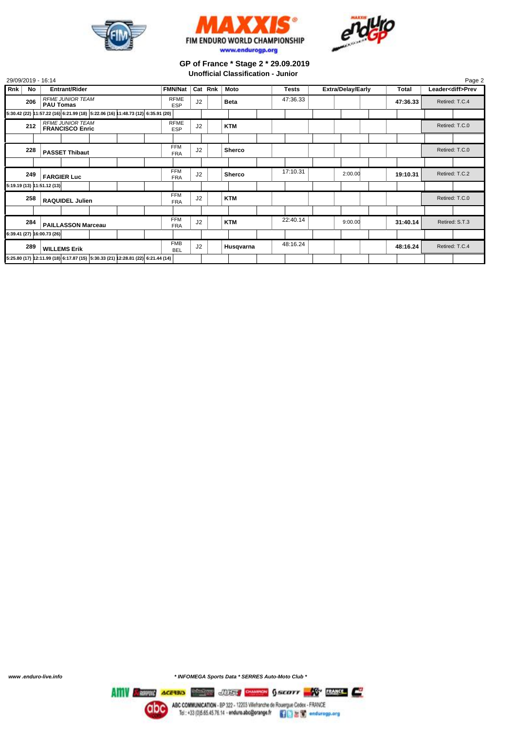## GP of France * Stage 2 * 29.09.2019

### Unofficial Classification - Junior

29/09/2019 - 16:14

| Rnk | No | Entrant/Rider | FMN/Nat | Cat | Rnk | Moto | Tests | Extra/Delay/Early | Total | Leader<diff>Prev |
|---|---|---|---|---|---|---|---|---|---|---|
| | 206 | *RFME JUNIOR TEAM* **PAU Tomas** | RFME ESP | J2 | | **Beta** | 47:36.33 | | **47:36.33** | Retired: T.C.4 |
| 5:30.42 (22) 11:57.22 (16) 6:21.99 (18) 5:22.06 (16) 11:48.73 (12) 6:35.91 (20) | | | | | | | | | | |
| | 212 | *RFME JUNIOR TEAM* **FRANCISCO Enric** | RFME ESP | J2 | | **KTM** | | | | Retired: T.C.0 |
| | 228 | **PASSET Thibaut** | FFM FRA | J2 | | **Sherco** | | | | Retired: T.C.0 |
| | 249 | **FARGIER Luc** | FFM FRA | J2 | | **Sherco** | 17:10.31 | 2:00.00 | **19:10.31** | Retired: T.C.2 |
| 5:19.19 (13) 11:51.12 (13) | | | | | | | | | | |
| | 258 | **RAQUIDEL Julien** | FFM FRA | J2 | | **KTM** | | | | Retired: T.C.0 |
| | 284 | **PAILLASSON Marceau** | FFM FRA | J2 | | **KTM** | 22:40.14 | 9:00.00 | **31:40.14** | Retired: S.T.3 |
| 6:39.41 (27) 16:00.73 (26) | | | | | | | | | | |
| | 289 | **WILLEMS Erik** | FMB BEL | J2 | | **Husqvarna** | 48:16.24 | | **48:16.24** | Retired: T.C.4 |
| 5:25.80 (17) 12:11.99 (18) 6:17.87 (15) 5:30.33 (21) 12:28.81 (22) 6:21.44 (14) | | | | | | | | | | |

*www .enduro-live.info* *** INFOMEGA Sports Data * SERRES Auto-Moto Club ***

ABC COMMUNICATION - BP 322 - 12203 Villefranche de Rouergue Cedex - FRANCE
Tel : +33 (0)5.65.45.76.14 - enduro.abc@orange.fr enduroGP.org